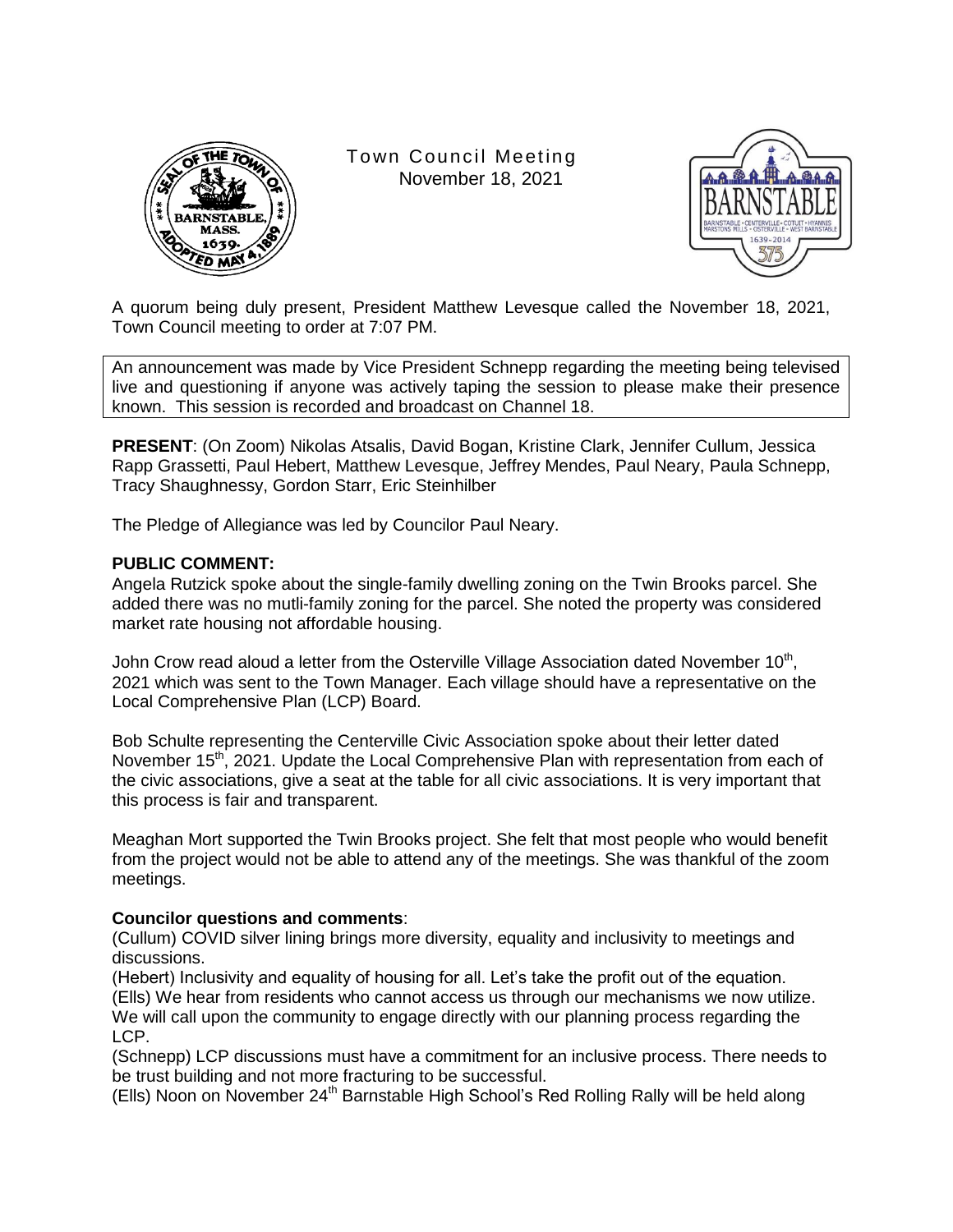# Town Council Meeting
November 18, 2021

A quorum being duly present, President Matthew Levesque called the November 18, 2021, Town Council meeting to order at 7:07 PM.

An announcement was made by Vice President Schnepp regarding the meeting being televised live and questioning if anyone was actively taping the session to please make their presence known. This session is recorded and broadcast on Channel 18.

**PRESENT**: (On Zoom) Nikolas Atsalis, David Bogan, Kristine Clark, Jennifer Cullum, Jessica Rapp Grassetti, Paul Hebert, Matthew Levesque, Jeffrey Mendes, Paul Neary, Paula Schnepp, Tracy Shaughnessy, Gordon Starr, Eric Steinhilber

The Pledge of Allegiance was led by Councilor Paul Neary.

**PUBLIC COMMENT:**

Angela Rutzick spoke about the single-family dwelling zoning on the Twin Brooks parcel. She added there was no mutli-family zoning for the parcel. She noted the property was considered market rate housing not affordable housing.

John Crow read aloud a letter from the Osterville Village Association dated November 10th, 2021 which was sent to the Town Manager. Each village should have a representative on the Local Comprehensive Plan (LCP) Board.

Bob Schulte representing the Centerville Civic Association spoke about their letter dated November 15th, 2021. Update the Local Comprehensive Plan with representation from each of the civic associations, give a seat at the table for all civic associations. It is very important that this process is fair and transparent.

Meaghan Mort supported the Twin Brooks project. She felt that most people who would benefit from the project would not be able to attend any of the meetings. She was thankful of the zoom meetings.

**Councilor questions and comments**:

(Cullum) COVID silver lining brings more diversity, equality and inclusivity to meetings and discussions.

(Hebert) Inclusivity and equality of housing for all. Let's take the profit out of the equation.

(Ells) We hear from residents who cannot access us through our mechanisms we now utilize. We will call upon the community to engage directly with our planning process regarding the LCP.

(Schnepp) LCP discussions must have a commitment for an inclusive process. There needs to be trust building and not more fracturing to be successful.

(Ells) Noon on November 24th Barnstable High School's Red Rolling Rally will be held along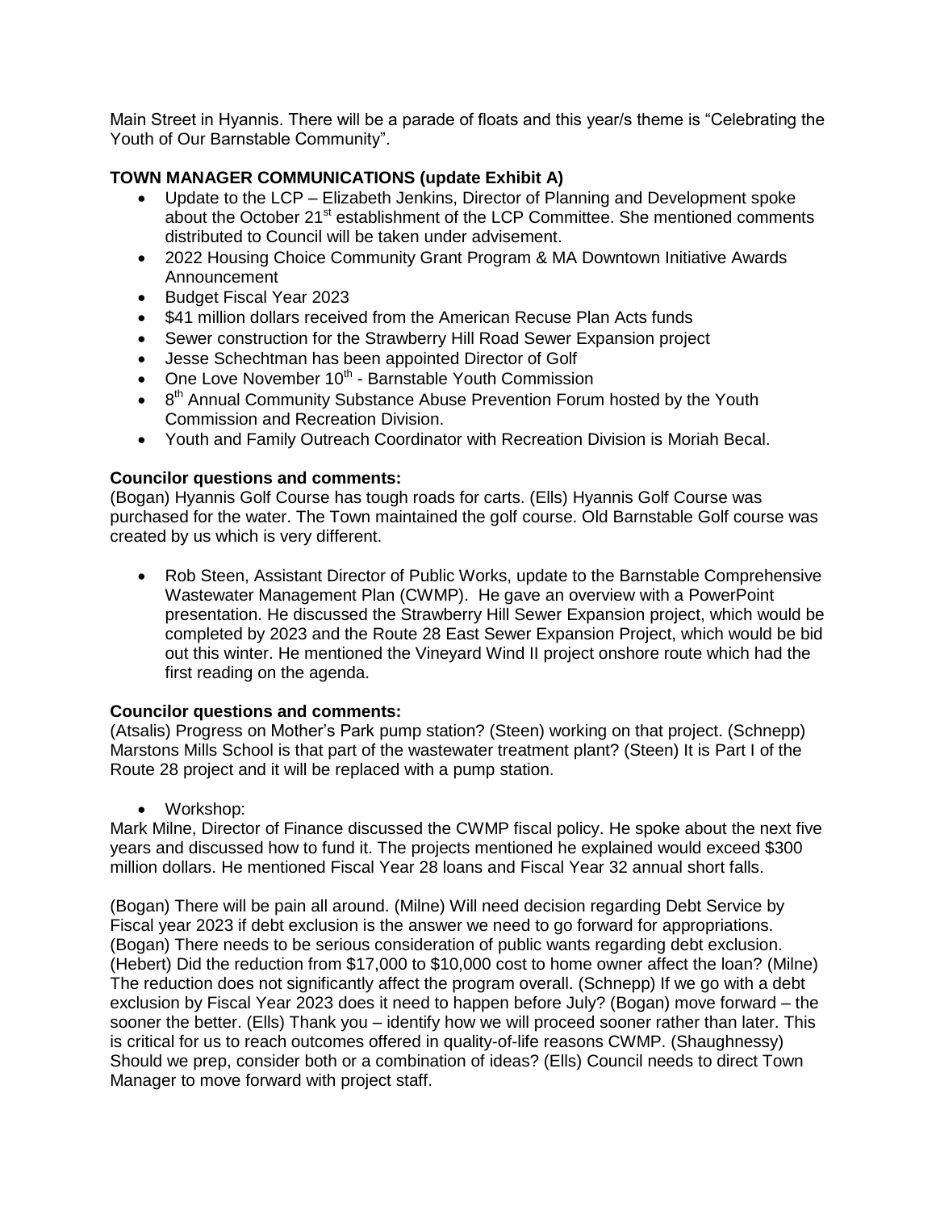Main Street in Hyannis. There will be a parade of floats and this year/s theme is "Celebrating the Youth of Our Barnstable Community".

**TOWN MANAGER COMMUNICATIONS (update Exhibit A)**

- Update to the LCP – Elizabeth Jenkins, Director of Planning and Development spoke about the October 21st establishment of the LCP Committee. She mentioned comments distributed to Council will be taken under advisement.
- 2022 Housing Choice Community Grant Program & MA Downtown Initiative Awards Announcement
- Budget Fiscal Year 2023
- $41 million dollars received from the American Recuse Plan Acts funds
- Sewer construction for the Strawberry Hill Road Sewer Expansion project
- Jesse Schechtman has been appointed Director of Golf
- One Love November 10th - Barnstable Youth Commission
- 8th Annual Community Substance Abuse Prevention Forum hosted by the Youth Commission and Recreation Division.
- Youth and Family Outreach Coordinator with Recreation Division is Moriah Becal.

**Councilor questions and comments:**
(Bogan) Hyannis Golf Course has tough roads for carts. (Ells) Hyannis Golf Course was purchased for the water. The Town maintained the golf course. Old Barnstable Golf course was created by us which is very different.

- Rob Steen, Assistant Director of Public Works, update to the Barnstable Comprehensive Wastewater Management Plan (CWMP). He gave an overview with a PowerPoint presentation. He discussed the Strawberry Hill Sewer Expansion project, which would be completed by 2023 and the Route 28 East Sewer Expansion Project, which would be bid out this winter. He mentioned the Vineyard Wind II project onshore route which had the first reading on the agenda.

**Councilor questions and comments:**
(Atsalis) Progress on Mother's Park pump station? (Steen) working on that project. (Schnepp) Marstons Mills School is that part of the wastewater treatment plant? (Steen) It is Part I of the Route 28 project and it will be replaced with a pump station.

- Workshop:

Mark Milne, Director of Finance discussed the CWMP fiscal policy. He spoke about the next five years and discussed how to fund it. The projects mentioned he explained would exceed $300 million dollars. He mentioned Fiscal Year 28 loans and Fiscal Year 32 annual short falls.

(Bogan) There will be pain all around. (Milne) Will need decision regarding Debt Service by Fiscal year 2023 if debt exclusion is the answer we need to go forward for appropriations. (Bogan) There needs to be serious consideration of public wants regarding debt exclusion. (Hebert) Did the reduction from $17,000 to $10,000 cost to home owner affect the loan? (Milne) The reduction does not significantly affect the program overall. (Schnepp) If we go with a debt exclusion by Fiscal Year 2023 does it need to happen before July? (Bogan) move forward – the sooner the better. (Ells) Thank you – identify how we will proceed sooner rather than later. This is critical for us to reach outcomes offered in quality-of-life reasons CWMP. (Shaughnessy) Should we prep, consider both or a combination of ideas? (Ells) Council needs to direct Town Manager to move forward with project staff.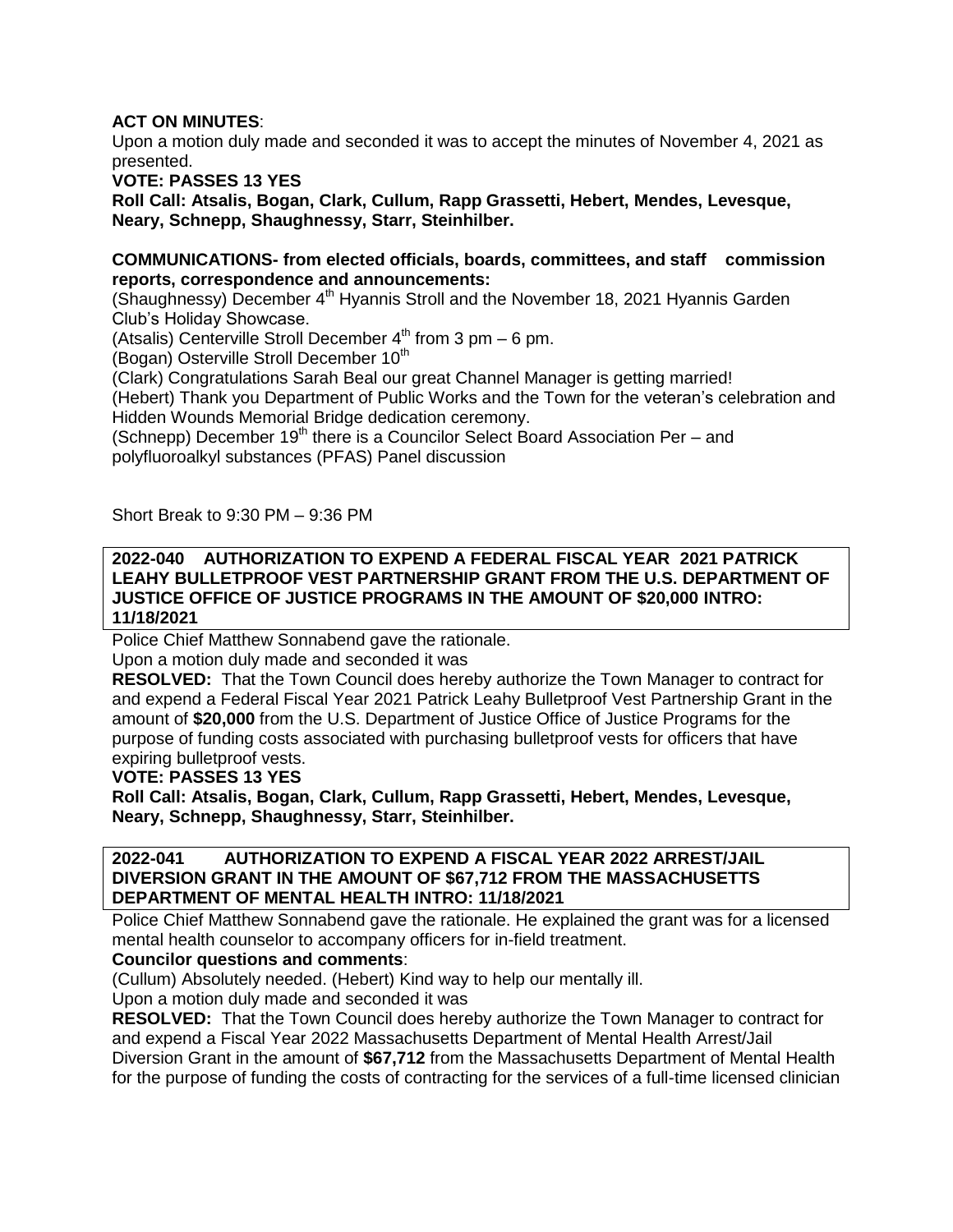**ACT ON MINUTES**:

Upon a motion duly made and seconded it was to accept the minutes of November 4, 2021 as presented.

**VOTE: PASSES 13 YES**

**Roll Call: Atsalis, Bogan, Clark, Cullum, Rapp Grassetti, Hebert, Mendes, Levesque, Neary, Schnepp, Shaughnessy, Starr, Steinhilber.**

**COMMUNICATIONS- from elected officials, boards, committees, and staff commission reports, correspondence and announcements:**

(Shaughnessy) December 4th Hyannis Stroll and the November 18, 2021 Hyannis Garden Club's Holiday Showcase.

(Atsalis) Centerville Stroll December 4th from 3 pm – 6 pm.

(Bogan) Osterville Stroll December 10th

(Clark) Congratulations Sarah Beal our great Channel Manager is getting married!

(Hebert) Thank you Department of Public Works and the Town for the veteran's celebration and Hidden Wounds Memorial Bridge dedication ceremony.

(Schnepp) December 19th there is a Councilor Select Board Association Per – and polyfluoroalkyl substances (PFAS) Panel discussion

Short Break to 9:30 PM – 9:36 PM

**2022-040 AUTHORIZATION TO EXPEND A FEDERAL FISCAL YEAR 2021 PATRICK LEAHY BULLETPROOF VEST PARTNERSHIP GRANT FROM THE U.S. DEPARTMENT OF JUSTICE OFFICE OF JUSTICE PROGRAMS IN THE AMOUNT OF $20,000 INTRO: 11/18/2021**

Police Chief Matthew Sonnabend gave the rationale.

Upon a motion duly made and seconded it was

**RESOLVED:** That the Town Council does hereby authorize the Town Manager to contract for and expend a Federal Fiscal Year 2021 Patrick Leahy Bulletproof Vest Partnership Grant in the amount of **$20,000** from the U.S. Department of Justice Office of Justice Programs for the purpose of funding costs associated with purchasing bulletproof vests for officers that have expiring bulletproof vests.

**VOTE: PASSES 13 YES**

**Roll Call: Atsalis, Bogan, Clark, Cullum, Rapp Grassetti, Hebert, Mendes, Levesque, Neary, Schnepp, Shaughnessy, Starr, Steinhilber.**

**2022-041 AUTHORIZATION TO EXPEND A FISCAL YEAR 2022 ARREST/JAIL DIVERSION GRANT IN THE AMOUNT OF $67,712 FROM THE MASSACHUSETTS DEPARTMENT OF MENTAL HEALTH INTRO: 11/18/2021**

Police Chief Matthew Sonnabend gave the rationale. He explained the grant was for a licensed mental health counselor to accompany officers for in-field treatment.

**Councilor questions and comments**:

(Cullum) Absolutely needed. (Hebert) Kind way to help our mentally ill.

Upon a motion duly made and seconded it was

**RESOLVED:** That the Town Council does hereby authorize the Town Manager to contract for and expend a Fiscal Year 2022 Massachusetts Department of Mental Health Arrest/Jail Diversion Grant in the amount of **$67,712** from the Massachusetts Department of Mental Health for the purpose of funding the costs of contracting for the services of a full-time licensed clinician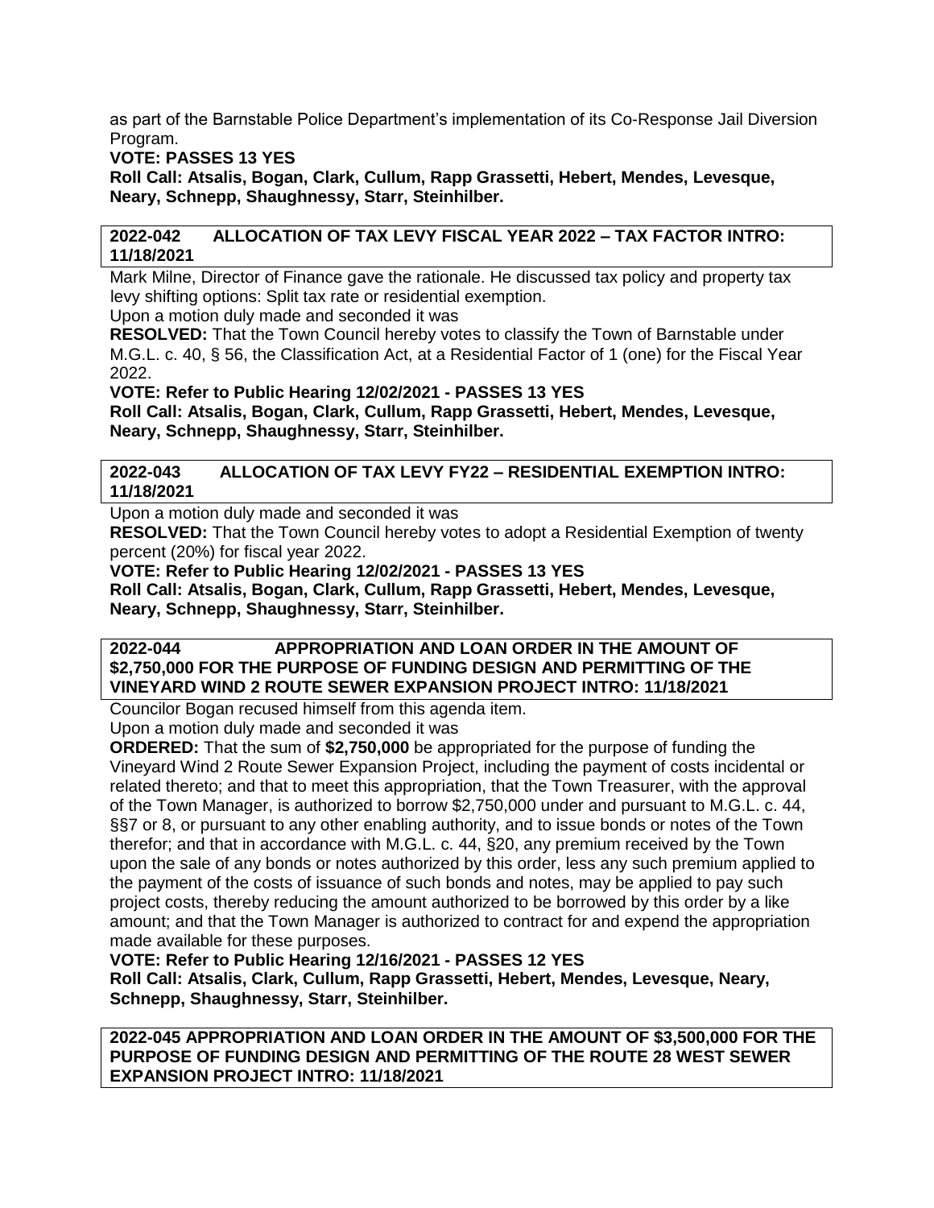as part of the Barnstable Police Department's implementation of its Co-Response Jail Diversion Program.

**VOTE: PASSES 13 YES**

**Roll Call: Atsalis, Bogan, Clark, Cullum, Rapp Grassetti, Hebert, Mendes, Levesque, Neary, Schnepp, Shaughnessy, Starr, Steinhilber.**

**2022-042 ALLOCATION OF TAX LEVY FISCAL YEAR 2022 – TAX FACTOR INTRO: 11/18/2021**

Mark Milne, Director of Finance gave the rationale. He discussed tax policy and property tax levy shifting options: Split tax rate or residential exemption.

Upon a motion duly made and seconded it was

**RESOLVED:** That the Town Council hereby votes to classify the Town of Barnstable under M.G.L. c. 40, § 56, the Classification Act, at a Residential Factor of 1 (one) for the Fiscal Year 2022.

**VOTE: Refer to Public Hearing 12/02/2021 - PASSES 13 YES**

**Roll Call: Atsalis, Bogan, Clark, Cullum, Rapp Grassetti, Hebert, Mendes, Levesque, Neary, Schnepp, Shaughnessy, Starr, Steinhilber.**

**2022-043 ALLOCATION OF TAX LEVY FY22 – RESIDENTIAL EXEMPTION INTRO: 11/18/2021**

Upon a motion duly made and seconded it was

**RESOLVED:** That the Town Council hereby votes to adopt a Residential Exemption of twenty percent (20%) for fiscal year 2022.

**VOTE: Refer to Public Hearing 12/02/2021 - PASSES 13 YES**

**Roll Call: Atsalis, Bogan, Clark, Cullum, Rapp Grassetti, Hebert, Mendes, Levesque, Neary, Schnepp, Shaughnessy, Starr, Steinhilber.**

**2022-044 APPROPRIATION AND LOAN ORDER IN THE AMOUNT OF $2,750,000 FOR THE PURPOSE OF FUNDING DESIGN AND PERMITTING OF THE VINEYARD WIND 2 ROUTE SEWER EXPANSION PROJECT INTRO: 11/18/2021**

Councilor Bogan recused himself from this agenda item.

Upon a motion duly made and seconded it was

**ORDERED:** That the sum of **$2,750,000** be appropriated for the purpose of funding the Vineyard Wind 2 Route Sewer Expansion Project, including the payment of costs incidental or related thereto; and that to meet this appropriation, that the Town Treasurer, with the approval of the Town Manager, is authorized to borrow $2,750,000 under and pursuant to M.G.L. c. 44, §§7 or 8, or pursuant to any other enabling authority, and to issue bonds or notes of the Town therefor; and that in accordance with M.G.L. c. 44, §20, any premium received by the Town upon the sale of any bonds or notes authorized by this order, less any such premium applied to the payment of the costs of issuance of such bonds and notes, may be applied to pay such project costs, thereby reducing the amount authorized to be borrowed by this order by a like amount; and that the Town Manager is authorized to contract for and expend the appropriation made available for these purposes.

**VOTE: Refer to Public Hearing 12/16/2021 - PASSES 12 YES**

**Roll Call: Atsalis, Clark, Cullum, Rapp Grassetti, Hebert, Mendes, Levesque, Neary, Schnepp, Shaughnessy, Starr, Steinhilber.**

**2022-045 APPROPRIATION AND LOAN ORDER IN THE AMOUNT OF $3,500,000 FOR THE PURPOSE OF FUNDING DESIGN AND PERMITTING OF THE ROUTE 28 WEST SEWER EXPANSION PROJECT INTRO: 11/18/2021**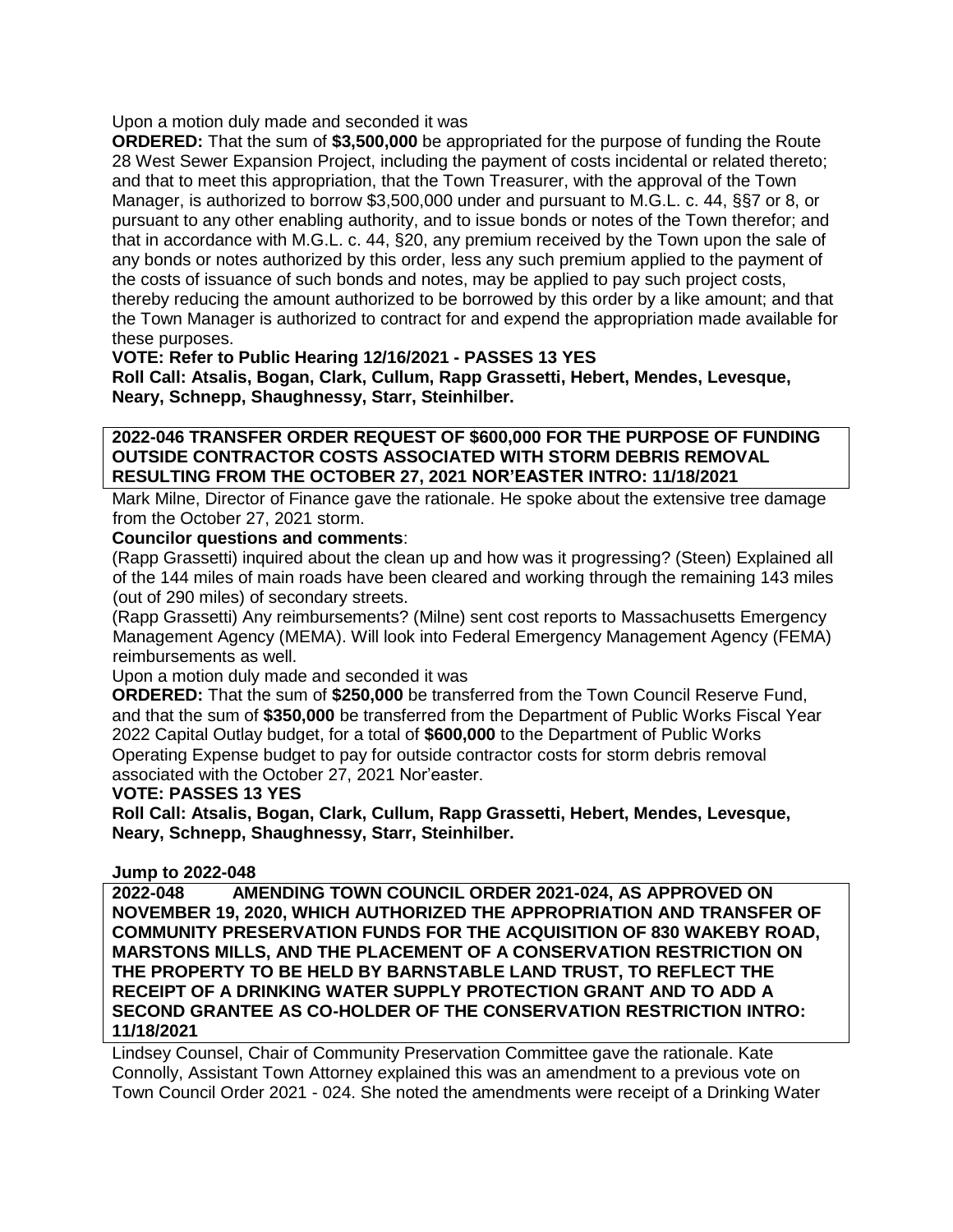Upon a motion duly made and seconded it was

**ORDERED:** That the sum of **$3,500,000** be appropriated for the purpose of funding the Route 28 West Sewer Expansion Project, including the payment of costs incidental or related thereto; and that to meet this appropriation, that the Town Treasurer, with the approval of the Town Manager, is authorized to borrow $3,500,000 under and pursuant to M.G.L. c. 44, §§7 or 8, or pursuant to any other enabling authority, and to issue bonds or notes of the Town therefor; and that in accordance with M.G.L. c. 44, §20, any premium received by the Town upon the sale of any bonds or notes authorized by this order, less any such premium applied to the payment of the costs of issuance of such bonds and notes, may be applied to pay such project costs, thereby reducing the amount authorized to be borrowed by this order by a like amount; and that the Town Manager is authorized to contract for and expend the appropriation made available for these purposes.

**VOTE: Refer to Public Hearing 12/16/2021 - PASSES 13 YES**

**Roll Call: Atsalis, Bogan, Clark, Cullum, Rapp Grassetti, Hebert, Mendes, Levesque, Neary, Schnepp, Shaughnessy, Starr, Steinhilber.**

**2022-046 TRANSFER ORDER REQUEST OF $600,000 FOR THE PURPOSE OF FUNDING OUTSIDE CONTRACTOR COSTS ASSOCIATED WITH STORM DEBRIS REMOVAL RESULTING FROM THE OCTOBER 27, 2021 NOR'EASTER INTRO: 11/18/2021**

Mark Milne, Director of Finance gave the rationale. He spoke about the extensive tree damage from the October 27, 2021 storm.

**Councilor questions and comments**:

(Rapp Grassetti) inquired about the clean up and how was it progressing? (Steen) Explained all of the 144 miles of main roads have been cleared and working through the remaining 143 miles (out of 290 miles) of secondary streets.

(Rapp Grassetti) Any reimbursements? (Milne) sent cost reports to Massachusetts Emergency Management Agency (MEMA). Will look into Federal Emergency Management Agency (FEMA) reimbursements as well.

Upon a motion duly made and seconded it was

**ORDERED:** That the sum of **$250,000** be transferred from the Town Council Reserve Fund, and that the sum of **$350,000** be transferred from the Department of Public Works Fiscal Year 2022 Capital Outlay budget, for a total of **$600,000** to the Department of Public Works Operating Expense budget to pay for outside contractor costs for storm debris removal associated with the October 27, 2021 Nor'easter.

**VOTE: PASSES 13 YES**

**Roll Call: Atsalis, Bogan, Clark, Cullum, Rapp Grassetti, Hebert, Mendes, Levesque, Neary, Schnepp, Shaughnessy, Starr, Steinhilber.**

**Jump to 2022-048**

**2022-048 AMENDING TOWN COUNCIL ORDER 2021-024, AS APPROVED ON NOVEMBER 19, 2020, WHICH AUTHORIZED THE APPROPRIATION AND TRANSFER OF COMMUNITY PRESERVATION FUNDS FOR THE ACQUISITION OF 830 WAKEBY ROAD, MARSTONS MILLS, AND THE PLACEMENT OF A CONSERVATION RESTRICTION ON THE PROPERTY TO BE HELD BY BARNSTABLE LAND TRUST, TO REFLECT THE RECEIPT OF A DRINKING WATER SUPPLY PROTECTION GRANT AND TO ADD A SECOND GRANTEE AS CO-HOLDER OF THE CONSERVATION RESTRICTION INTRO: 11/18/2021**

Lindsey Counsel, Chair of Community Preservation Committee gave the rationale. Kate Connolly, Assistant Town Attorney explained this was an amendment to a previous vote on Town Council Order 2021 - 024. She noted the amendments were receipt of a Drinking Water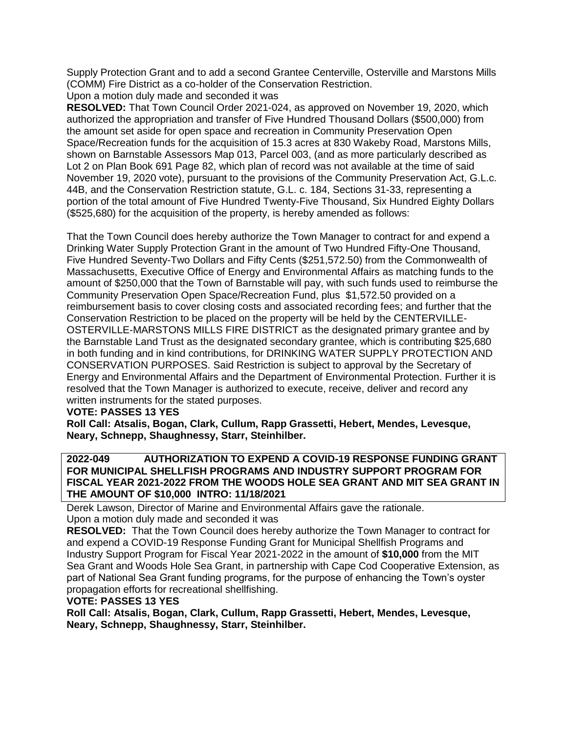Supply Protection Grant and to add a second Grantee Centerville, Osterville and Marstons Mills (COMM) Fire District as a co-holder of the Conservation Restriction.

Upon a motion duly made and seconded it was

**RESOLVED:** That Town Council Order 2021-024, as approved on November 19, 2020, which authorized the appropriation and transfer of Five Hundred Thousand Dollars ($500,000) from the amount set aside for open space and recreation in Community Preservation Open Space/Recreation funds for the acquisition of 15.3 acres at 830 Wakeby Road, Marstons Mills, shown on Barnstable Assessors Map 013, Parcel 003, (and as more particularly described as Lot 2 on Plan Book 691 Page 82, which plan of record was not available at the time of said November 19, 2020 vote), pursuant to the provisions of the Community Preservation Act, G.L.c. 44B, and the Conservation Restriction statute, G.L. c. 184, Sections 31-33, representing a portion of the total amount of Five Hundred Twenty-Five Thousand, Six Hundred Eighty Dollars ($525,680) for the acquisition of the property, is hereby amended as follows:

That the Town Council does hereby authorize the Town Manager to contract for and expend a Drinking Water Supply Protection Grant in the amount of Two Hundred Fifty-One Thousand, Five Hundred Seventy-Two Dollars and Fifty Cents ($251,572.50) from the Commonwealth of Massachusetts, Executive Office of Energy and Environmental Affairs as matching funds to the amount of $250,000 that the Town of Barnstable will pay, with such funds used to reimburse the Community Preservation Open Space/Recreation Fund, plus $1,572.50 provided on a reimbursement basis to cover closing costs and associated recording fees; and further that the Conservation Restriction to be placed on the property will be held by the CENTERVILLE-OSTERVILLE-MARSTONS MILLS FIRE DISTRICT as the designated primary grantee and by the Barnstable Land Trust as the designated secondary grantee, which is contributing $25,680 in both funding and in kind contributions, for DRINKING WATER SUPPLY PROTECTION AND CONSERVATION PURPOSES. Said Restriction is subject to approval by the Secretary of Energy and Environmental Affairs and the Department of Environmental Protection. Further it is resolved that the Town Manager is authorized to execute, receive, deliver and record any written instruments for the stated purposes.

**VOTE: PASSES 13 YES**

**Roll Call: Atsalis, Bogan, Clark, Cullum, Rapp Grassetti, Hebert, Mendes, Levesque, Neary, Schnepp, Shaughnessy, Starr, Steinhilber.**

**2022-049 AUTHORIZATION TO EXPEND A COVID-19 RESPONSE FUNDING GRANT FOR MUNICIPAL SHELLFISH PROGRAMS AND INDUSTRY SUPPORT PROGRAM FOR FISCAL YEAR 2021-2022 FROM THE WOODS HOLE SEA GRANT AND MIT SEA GRANT IN THE AMOUNT OF $10,000 INTRO: 11/18/2021**

Derek Lawson, Director of Marine and Environmental Affairs gave the rationale.

Upon a motion duly made and seconded it was

**RESOLVED:** That the Town Council does hereby authorize the Town Manager to contract for and expend a COVID-19 Response Funding Grant for Municipal Shellfish Programs and Industry Support Program for Fiscal Year 2021-2022 in the amount of **$10,000** from the MIT Sea Grant and Woods Hole Sea Grant, in partnership with Cape Cod Cooperative Extension, as part of National Sea Grant funding programs, for the purpose of enhancing the Town's oyster propagation efforts for recreational shellfishing.

**VOTE: PASSES 13 YES**

**Roll Call: Atsalis, Bogan, Clark, Cullum, Rapp Grassetti, Hebert, Mendes, Levesque, Neary, Schnepp, Shaughnessy, Starr, Steinhilber.**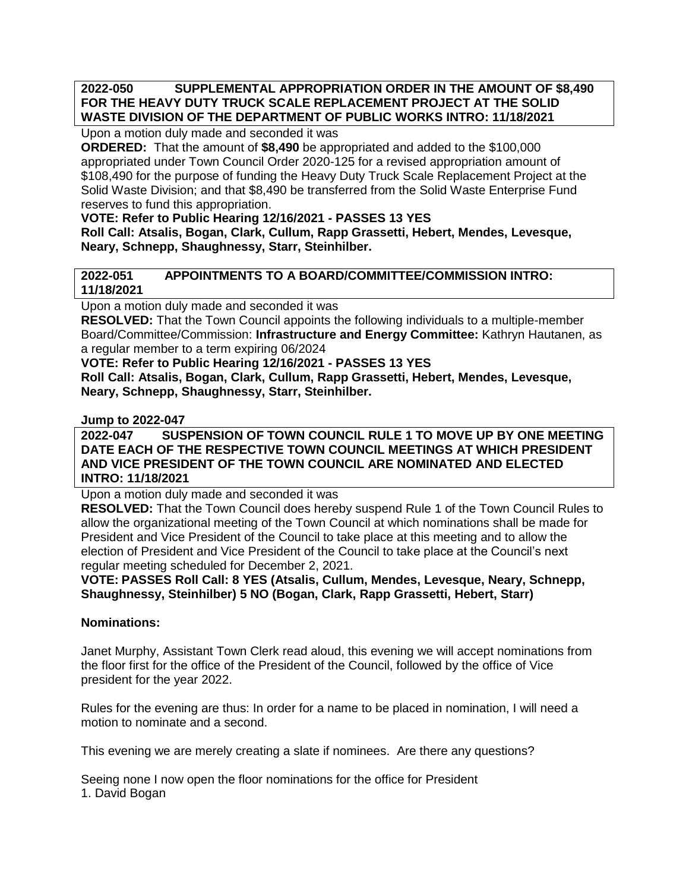**2022-050 SUPPLEMENTAL APPROPRIATION ORDER IN THE AMOUNT OF $8,490 FOR THE HEAVY DUTY TRUCK SCALE REPLACEMENT PROJECT AT THE SOLID WASTE DIVISION OF THE DEPARTMENT OF PUBLIC WORKS INTRO: 11/18/2021**

Upon a motion duly made and seconded it was

**ORDERED:** That the amount of **$8,490** be appropriated and added to the $100,000 appropriated under Town Council Order 2020-125 for a revised appropriation amount of $108,490 for the purpose of funding the Heavy Duty Truck Scale Replacement Project at the Solid Waste Division; and that $8,490 be transferred from the Solid Waste Enterprise Fund reserves to fund this appropriation.

**VOTE: Refer to Public Hearing 12/16/2021 - PASSES 13 YES**

**Roll Call: Atsalis, Bogan, Clark, Cullum, Rapp Grassetti, Hebert, Mendes, Levesque, Neary, Schnepp, Shaughnessy, Starr, Steinhilber.**

**2022-051 APPOINTMENTS TO A BOARD/COMMITTEE/COMMISSION INTRO: 11/18/2021**

Upon a motion duly made and seconded it was

**RESOLVED:** That the Town Council appoints the following individuals to a multiple-member Board/Committee/Commission: **Infrastructure and Energy Committee:** Kathryn Hautanen, as a regular member to a term expiring 06/2024

**VOTE: Refer to Public Hearing 12/16/2021 - PASSES 13 YES**

**Roll Call: Atsalis, Bogan, Clark, Cullum, Rapp Grassetti, Hebert, Mendes, Levesque, Neary, Schnepp, Shaughnessy, Starr, Steinhilber.**

**Jump to 2022-047**

**2022-047 SUSPENSION OF TOWN COUNCIL RULE 1 TO MOVE UP BY ONE MEETING DATE EACH OF THE RESPECTIVE TOWN COUNCIL MEETINGS AT WHICH PRESIDENT AND VICE PRESIDENT OF THE TOWN COUNCIL ARE NOMINATED AND ELECTED INTRO: 11/18/2021**

Upon a motion duly made and seconded it was

**RESOLVED:** That the Town Council does hereby suspend Rule 1 of the Town Council Rules to allow the organizational meeting of the Town Council at which nominations shall be made for President and Vice President of the Council to take place at this meeting and to allow the election of President and Vice President of the Council to take place at the Council's next regular meeting scheduled for December 2, 2021.

**VOTE: PASSES Roll Call: 8 YES (Atsalis, Cullum, Mendes, Levesque, Neary, Schnepp, Shaughnessy, Steinhilber) 5 NO (Bogan, Clark, Rapp Grassetti, Hebert, Starr)**

**Nominations:**

Janet Murphy, Assistant Town Clerk read aloud, this evening we will accept nominations from the floor first for the office of the President of the Council, followed by the office of Vice president for the year 2022.

Rules for the evening are thus: In order for a name to be placed in nomination, I will need a motion to nominate and a second.

This evening we are merely creating a slate if nominees. Are there any questions?

Seeing none I now open the floor nominations for the office for President

1. David Bogan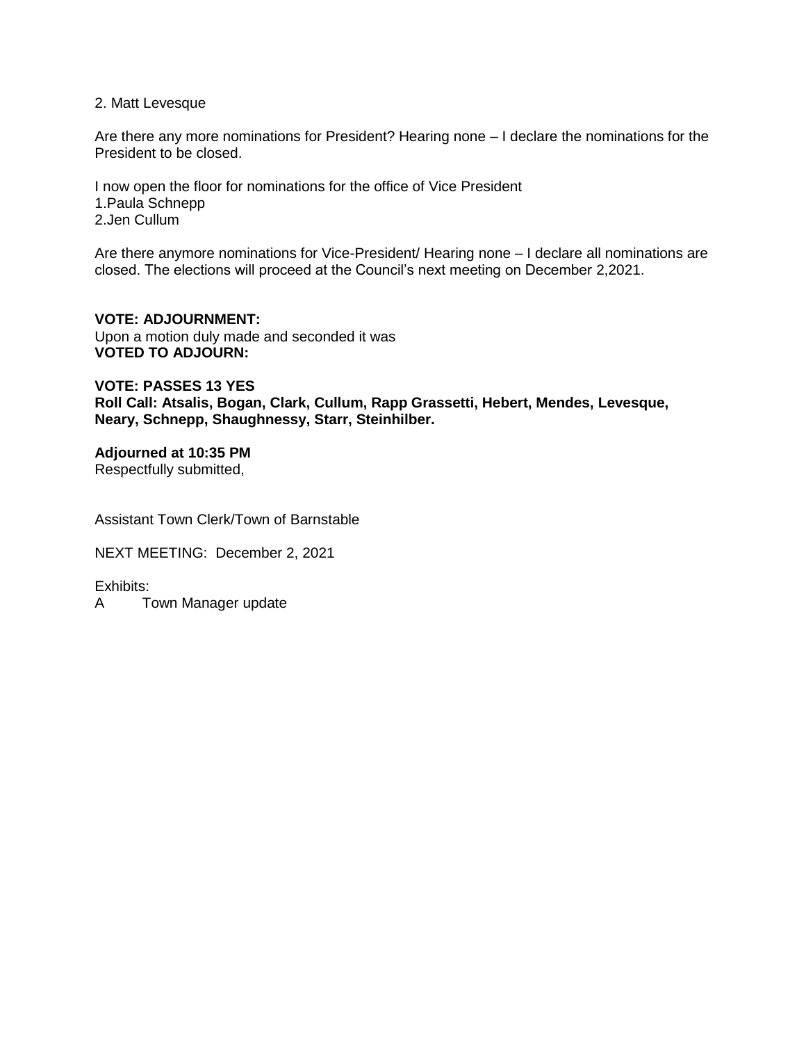2. Matt Levesque

Are there any more nominations for President? Hearing none – I declare the nominations for the President to be closed.

I now open the floor for nominations for the office of Vice President
1.Paula Schnepp
2.Jen Cullum

Are there anymore nominations for Vice-President/ Hearing none – I declare all nominations are closed. The elections will proceed at the Council's next meeting on December 2,2021.

**VOTE: ADJOURNMENT:**
Upon a motion duly made and seconded it was
**VOTED TO ADJOURN:**

**VOTE: PASSES 13 YES**
**Roll Call: Atsalis, Bogan, Clark, Cullum, Rapp Grassetti, Hebert, Mendes, Levesque, Neary, Schnepp, Shaughnessy, Starr, Steinhilber.**

**Adjourned at 10:35 PM**
Respectfully submitted,

Assistant Town Clerk/Town of Barnstable

NEXT MEETING: December 2, 2021

Exhibits:
A Town Manager update